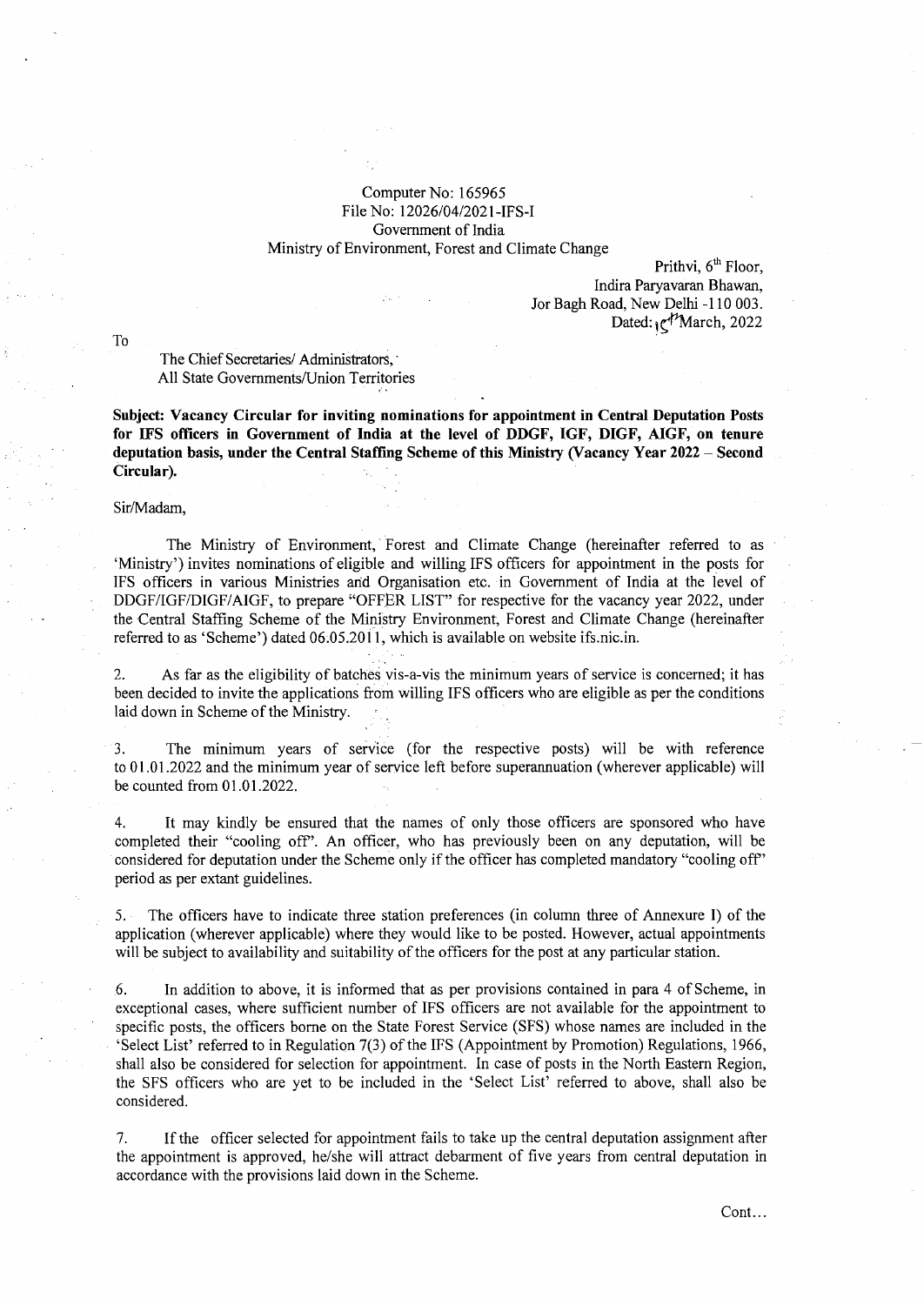Computer No: 165965
File No: 12026/04/2021-IFS-I
Government of India
Ministry of Environment, Forest and Climate Change

Prithvi, 6th Floor,
Indira Paryavaran Bhawan,
Jor Bagh Road, New Delhi -110 003.
Dated: 15th March, 2022

To

The Chief Secretaries/ Administrators,
All State Governments/Union Territories

**Subject: Vacancy Circular for inviting nominations for appointment in Central Deputation Posts for IFS officers in Government of India at the level of DDGF, IGF, DIGF, AIGF, on tenure deputation basis, under the Central Staffing Scheme of this Ministry (Vacancy Year 2022 – Second Circular).**

Sir/Madam,

The Ministry of Environment, Forest and Climate Change (hereinafter referred to as 'Ministry') invites nominations of eligible and willing IFS officers for appointment in the posts for IFS officers in various Ministries and Organisation etc. in Government of India at the level of DDGF/IGF/DIGF/AIGF, to prepare "OFFER LIST" for respective for the vacancy year 2022, under the Central Staffing Scheme of the Ministry Environment, Forest and Climate Change (hereinafter referred to as 'Scheme') dated 06.05.2011, which is available on website ifs.nic.in.

2. As far as the eligibility of batches vis-a-vis the minimum years of service is concerned; it has been decided to invite the applications from willing IFS officers who are eligible as per the conditions laid down in Scheme of the Ministry.

3. The minimum years of service (for the respective posts) will be with reference to 01.01.2022 and the minimum year of service left before superannuation (wherever applicable) will be counted from 01.01.2022.

4. It may kindly be ensured that the names of only those officers are sponsored who have completed their "cooling off". An officer, who has previously been on any deputation, will be considered for deputation under the Scheme only if the officer has completed mandatory "cooling off" period as per extant guidelines.

5. The officers have to indicate three station preferences (in column three of Annexure I) of the application (wherever applicable) where they would like to be posted. However, actual appointments will be subject to availability and suitability of the officers for the post at any particular station.

6. In addition to above, it is informed that as per provisions contained in para 4 of Scheme, in exceptional cases, where sufficient number of IFS officers are not available for the appointment to specific posts, the officers borne on the State Forest Service (SFS) whose names are included in the 'Select List' referred to in Regulation 7(3) of the IFS (Appointment by Promotion) Regulations, 1966, shall also be considered for selection for appointment. In case of posts in the North Eastern Region, the SFS officers who are yet to be included in the 'Select List' referred to above, shall also be considered.

7. If the officer selected for appointment fails to take up the central deputation assignment after the appointment is approved, he/she will attract debarment of five years from central deputation in accordance with the provisions laid down in the Scheme.

Cont...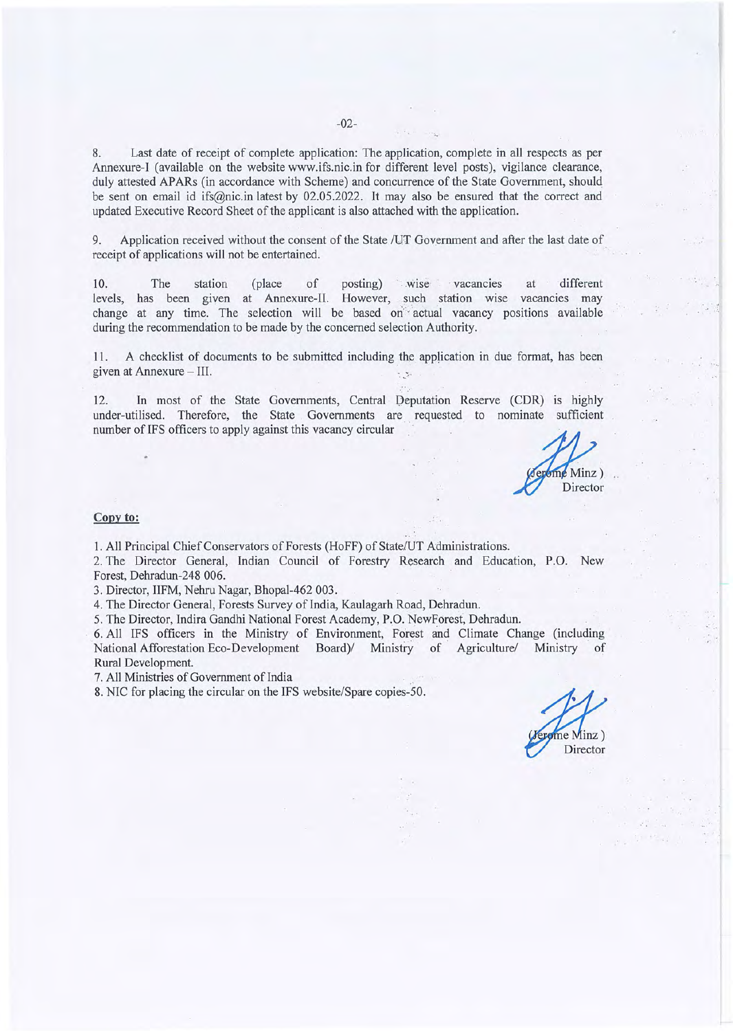8. Last date of receipt of complete application: The application, complete in all respects as per Annexure-I (available on the website www.ifs.nic.in for different level posts), vigilance clearance, duly attested APARs (in accordance with Scheme) and concurrence of the State Government, should be sent on email id ifs@nic.in latest by 02.05.2022. It may also be ensured that the correct and updated Executive Record Sheet of the applicant is also attached with the application.

9. Application received without the consent of the State /UT Government and after the last date of receipt of applications will not be entertained.

10. The station (place of posting) wise vacancies at different levels, has been given at Annexure-II. However, such station wise vacancies may change at any time. The selection will be based on actual vacancy positions available during the recommendation to be made by the concerned selection Authority.

11. A checklist of documents to be submitted including the application in due format, has been given at Annexure – III.

12. In most of the State Governments, Central Deputation Reserve (CDR) is highly under-utilised. Therefore, the State Governments are requested to nominate sufficient number of IFS officers to apply against this vacancy circular

(Jerome Minz)
Director

**Copy to:**

1. All Principal Chief Conservators of Forests (HoFF) of State/UT Administrations.
2. The Director General, Indian Council of Forestry Research and Education, P.O. New Forest, Dehradun-248 006.
3. Director, IIFM, Nehru Nagar, Bhopal-462 003.
4. The Director General, Forests Survey of India, Kaulagarh Road, Dehradun.
5. The Director, Indira Gandhi National Forest Academy, P.O. NewForest, Dehradun.
6. All IFS officers in the Ministry of Environment, Forest and Climate Change (including National Afforestation Eco-Development Board)/ Ministry of Agriculture/ Ministry of Rural Development.
7. All Ministries of Government of India
8. NIC for placing the circular on the IFS website/Spare copies-50.

(Jerome Minz)
Director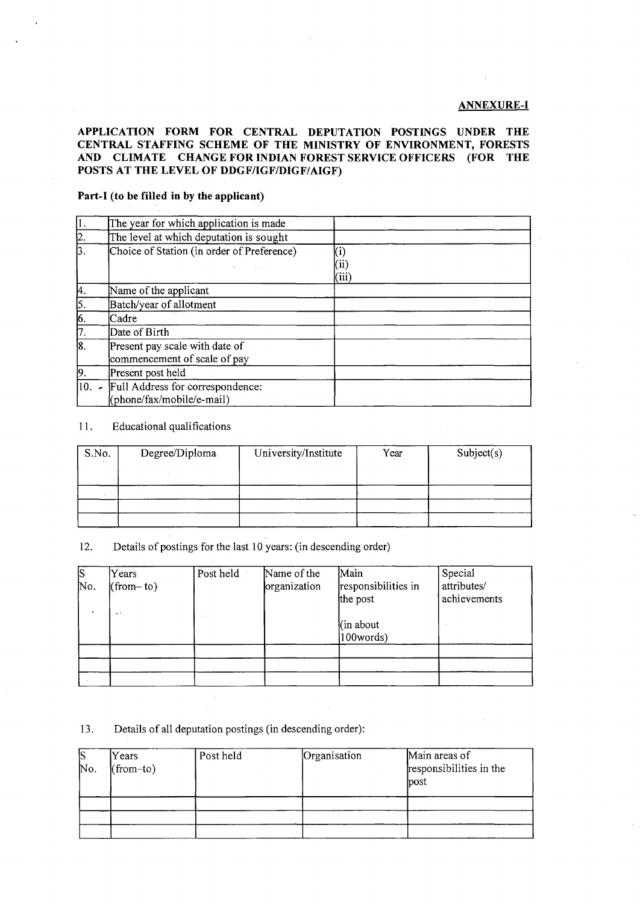**ANNEXURE-I**

## APPLICATION FORM FOR CENTRAL DEPUTATION POSTINGS UNDER THE CENTRAL STAFFING SCHEME OF THE MINISTRY OF ENVIRONMENT, FORESTS AND CLIMATE CHANGE FOR INDIAN FOREST SERVICE OFFICERS (FOR THE POSTS AT THE LEVEL OF DDGF/IGF/DIGF/AIGF)

**Part-I (to be filled in by the applicant)**

| | | |
|---|---|---|
| 1. | The year for which application is made | |
| 2. | The level at which deputation is sought | |
| 3. | Choice of Station (in order of Preference) | (i)<br>(ii)<br>(iii) |
| 4. | Name of the applicant | |
| 5. | Batch/year of allotment | |
| 6. | Cadre | |
| 7. | Date of Birth | |
| 8. | Present pay scale with date of commencement of scale of pay | |
| 9. | Present post held | |
| 10. | Full Address for correspondence: (phone/fax/mobile/e-mail) | |

11. Educational qualifications

| S.No. | Degree/Diploma | University/Institute | Year | Subject(s) |
|---|---|---|---|---|
| | | | | |
| | | | | |
| | | | | |

12. Details of postings for the last 10 years: (in descending order)

| S No. | Years (from– to) | Post held | Name of the organization | Main responsibilities in the post (in about 100words) | Special attributes/ achievements |
|---|---|---|---|---|---|
| | | | | | |
| | | | | | |
| | | | | | |

13. Details of all deputation postings (in descending order):

| S No. | Years (from–to) | Post held | Organisation | Main areas of responsibilities in the post |
|---|---|---|---|---|
| | | | | |
| | | | | |
| | | | | |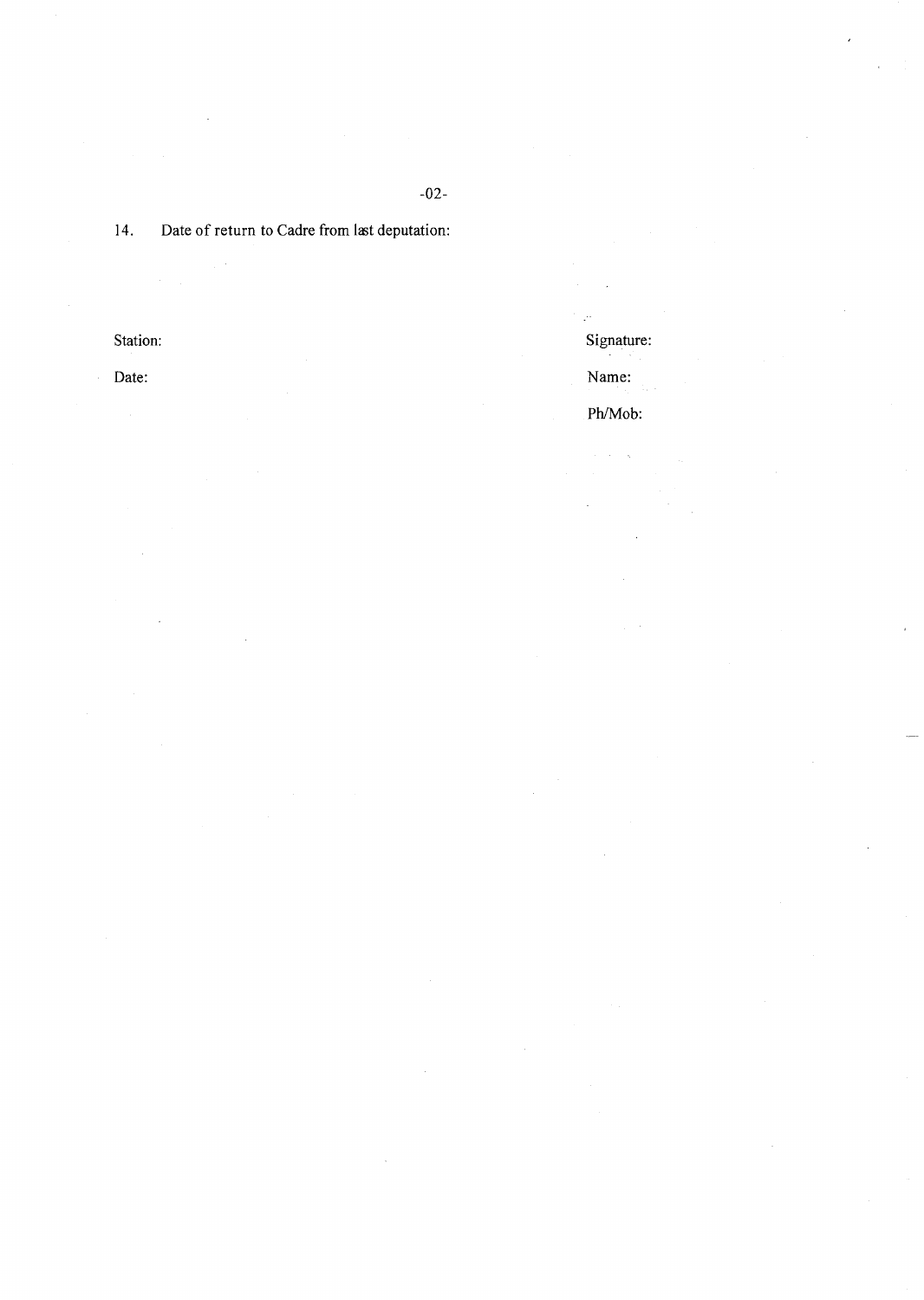14. Date of return to Cadre from last deputation:

Station:

Date:

Signature:

Name:

Ph/Mob: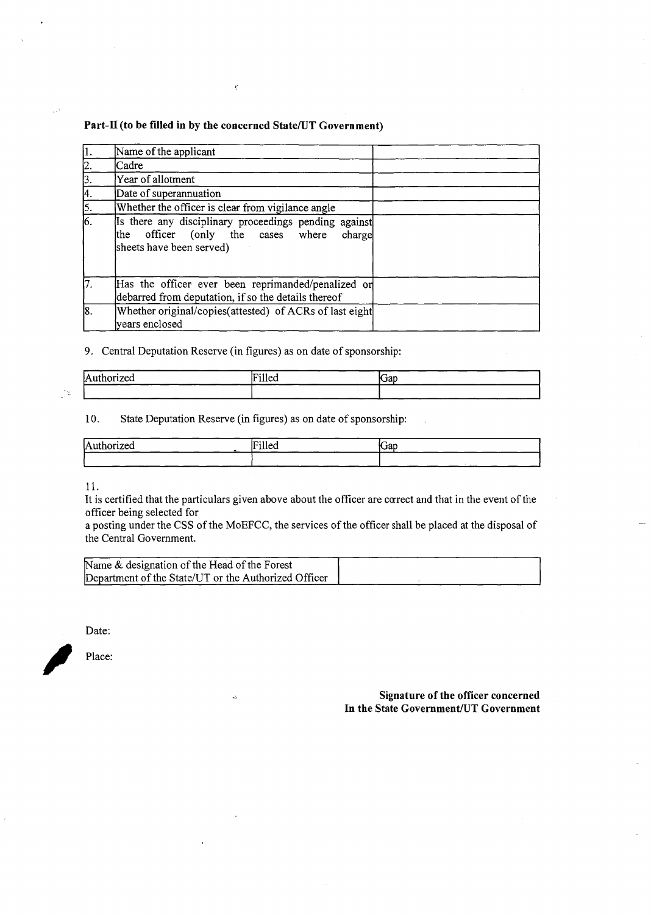**Part-II (to be filled in by the concerned State/UT Government)**

| | | |
|---|---|---|
| 1. | Name of the applicant | |
| 2. | Cadre | |
| 3. | Year of allotment | |
| 4. | Date of superannuation | |
| 5. | Whether the officer is clear from vigilance angle | |
| 6. | Is there any disciplinary proceedings pending against the officer (only the cases where charge sheets have been served) | |
| 7. | Has the officer ever been reprimanded/penalized or debarred from deputation, if so the details thereof | |
| 8. | Whether original/copies(attested) of ACRs of last eight years enclosed | |

9. Central Deputation Reserve (in figures) as on date of sponsorship:

| Authorized | Filled | Gap |
|---|---|---|
| | | |

10. State Deputation Reserve (in figures) as on date of sponsorship:

| Authorized | Filled | Gap |
|---|---|---|
| | | |

11.
It is certified that the particulars given above about the officer are correct and that in the event of the officer being selected for
a posting under the CSS of the MoEFCC, the services of the officer shall be placed at the disposal of the Central Government.

| Name & designation of the Head of the Forest Department of the State/UT or the Authorized Officer | |
|---|---|

Date:

Place:

**Signature of the officer concerned**
**In the State Government/UT Government**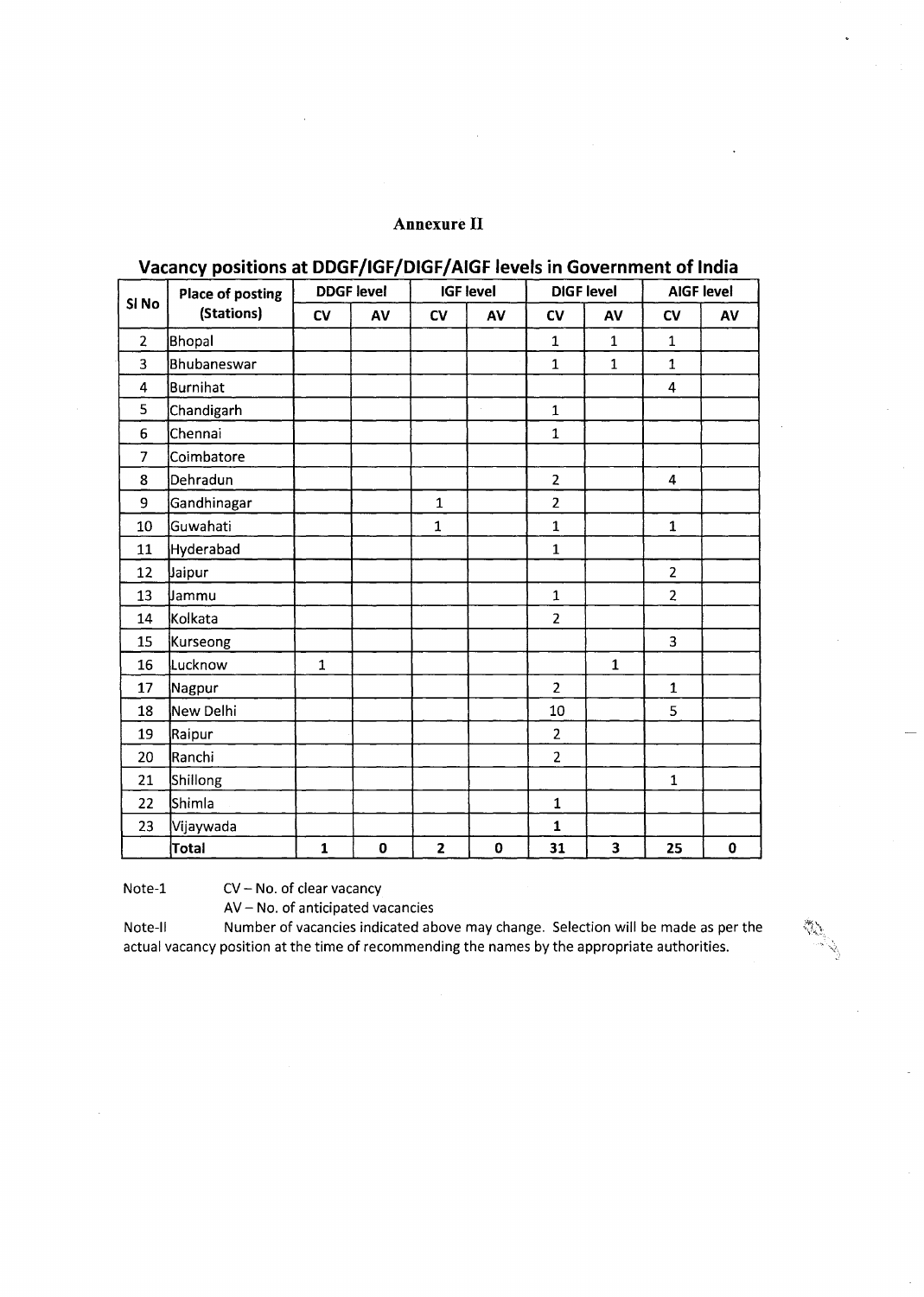## Annexure II

### Vacancy positions at DDGF/IGF/DIGF/AIGF levels in Government of India

| Sl No | Place of posting (Stations) | DDGF level | | IGF level | | DIGF level | | AIGF level | |
|---|---|---|---|---|---|---|---|---|---|
| | | CV | AV | CV | AV | CV | AV | CV | AV |
| 2 | Bhopal | | | | | 1 | 1 | 1 | |
| 3 | Bhubaneswar | | | | | 1 | 1 | 1 | |
| 4 | Burnihat | | | | | | | 4 | |
| 5 | Chandigarh | | | | | 1 | | | |
| 6 | Chennai | | | | | 1 | | | |
| 7 | Coimbatore | | | | | | | | |
| 8 | Dehradun | | | | | 2 | | 4 | |
| 9 | Gandhinagar | | | 1 | | 2 | | | |
| 10 | Guwahati | | | 1 | | 1 | | 1 | |
| 11 | Hyderabad | | | | | 1 | | | |
| 12 | Jaipur | | | | | | | 2 | |
| 13 | Jammu | | | | | 1 | | 2 | |
| 14 | Kolkata | | | | | 2 | | | |
| 15 | Kurseong | | | | | | | 3 | |
| 16 | Lucknow | 1 | | | | | 1 | | |
| 17 | Nagpur | | | | | 2 | | 1 | |
| 18 | New Delhi | | | | | 10 | | 5 | |
| 19 | Raipur | | | | | 2 | | | |
| 20 | Ranchi | | | | | 2 | | | |
| 21 | Shillong | | | | | | | 1 | |
| 22 | Shimla | | | | | 1 | | | |
| 23 | Vijaywada | | | | | 1 | | | |
| | **Total** | **1** | **0** | **2** | **0** | **31** | **3** | **25** | **0** |

Note-1 CV – No. of clear vacancy
AV – No. of anticipated vacancies

Note-II Number of vacancies indicated above may change. Selection will be made as per the actual vacancy position at the time of recommending the names by the appropriate authorities.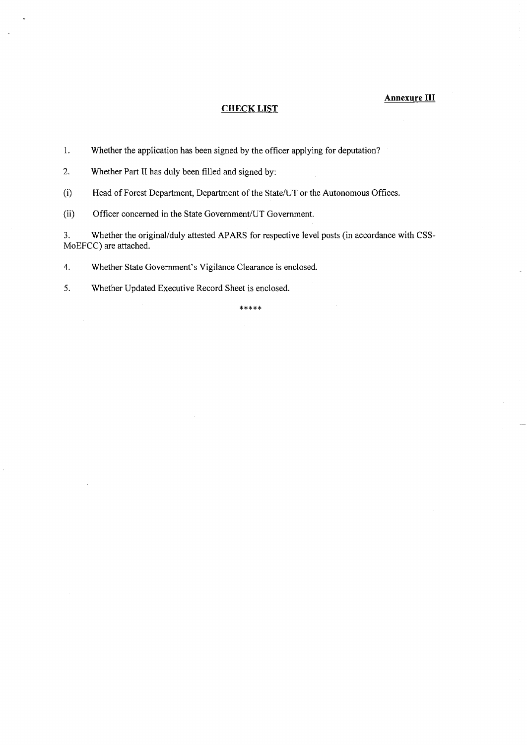**Annexure III**

## CHECK LIST

1. Whether the application has been signed by the officer applying for deputation?

2. Whether Part II has duly been filled and signed by:

(i) Head of Forest Department, Department of the State/UT or the Autonomous Offices.

(ii) Officer concerned in the State Government/UT Government.

3. Whether the original/duly attested APARS for respective level posts (in accordance with CSS-MoEFCC) are attached.

4. Whether State Government's Vigilance Clearance is enclosed.

5. Whether Updated Executive Record Sheet is enclosed.

*****